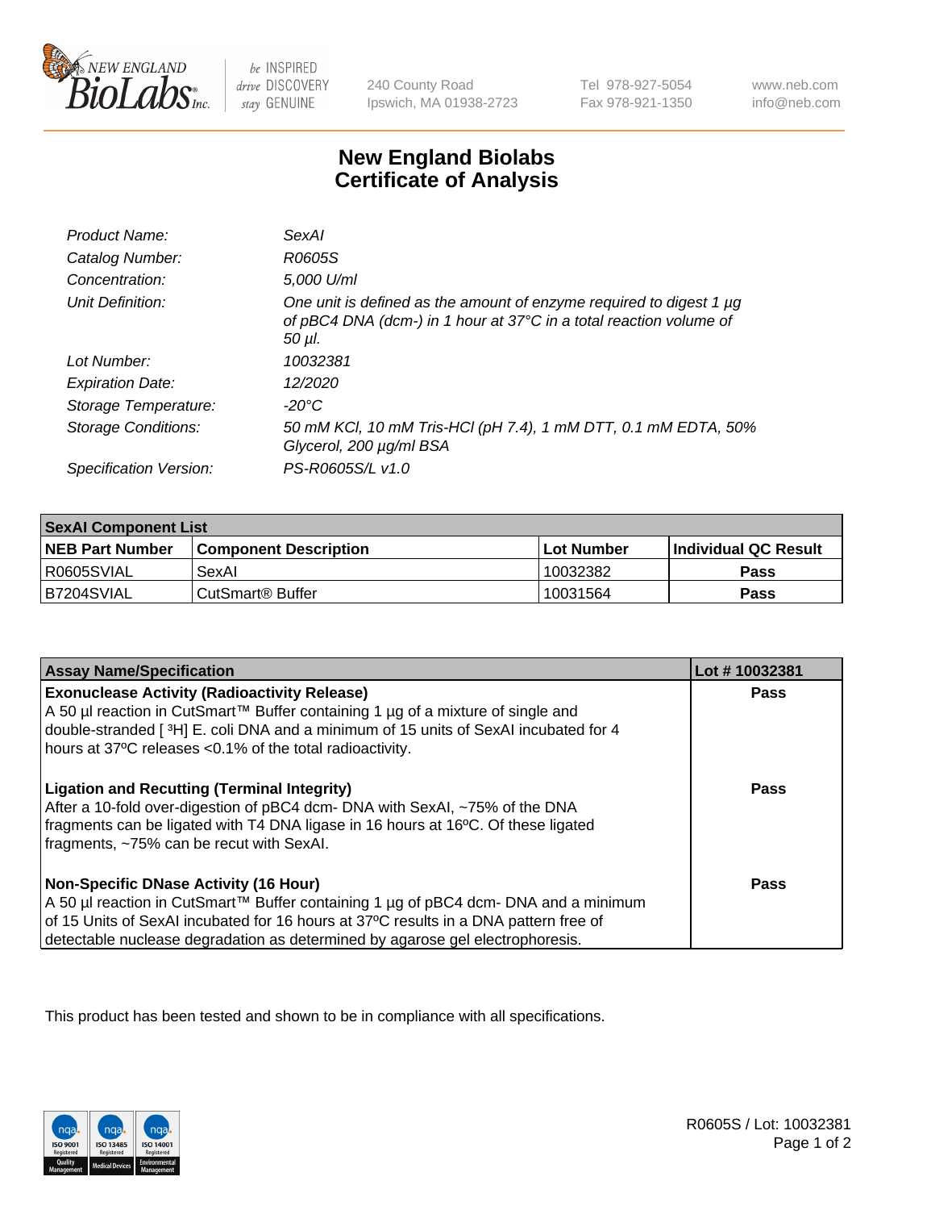# New England Biolabs Certificate of Analysis

| | |
|---|---|
| *Product Name:* | *SexAI* |
| *Catalog Number:* | *R0605S* |
| *Concentration:* | *5,000 U/ml* |
| *Unit Definition:* | *One unit is defined as the amount of enzyme required to digest 1 µg of pBC4 DNA (dcm-) in 1 hour at 37°C in a total reaction volume of 50 µl.* |
| *Lot Number:* | *10032381* |
| *Expiration Date:* | *12/2020* |
| *Storage Temperature:* | *-20°C* |
| *Storage Conditions:* | *50 mM KCl, 10 mM Tris-HCl (pH 7.4), 1 mM DTT, 0.1 mM EDTA, 50% Glycerol, 200 µg/ml BSA* |
| *Specification Version:* | *PS-R0605S/L v1.0* |

| **SexAI Component List** | | | |
|---|---|---|---|
| **NEB Part Number** | **Component Description** | **Lot Number** | **Individual QC Result** |
| R0605SVIAL | SexAI | 10032382 | **Pass** |
| B7204SVIAL | CutSmart® Buffer | 10031564 | **Pass** |

| **Assay Name/Specification** | **Lot # 10032381** |
|---|---|
| **Exonuclease Activity (Radioactivity Release)**<br>A 50 µl reaction in CutSmart™ Buffer containing 1 µg of a mixture of single and double-stranded [ ³H] E. coli DNA and a minimum of 15 units of SexAI incubated for 4 hours at 37ºC releases <0.1% of the total radioactivity. | **Pass** |
| **Ligation and Recutting (Terminal Integrity)**<br>After a 10-fold over-digestion of pBC4 dcm- DNA with SexAI, ~75% of the DNA fragments can be ligated with T4 DNA ligase in 16 hours at 16ºC. Of these ligated fragments, ~75% can be recut with SexAI. | **Pass** |
| **Non-Specific DNase Activity (16 Hour)**<br>A 50 µl reaction in CutSmart™ Buffer containing 1 µg of pBC4 dcm- DNA and a minimum of 15 Units of SexAI incubated for 16 hours at 37ºC results in a DNA pattern free of detectable nuclease degradation as determined by agarose gel electrophoresis. | **Pass** |

This product has been tested and shown to be in compliance with all specifications.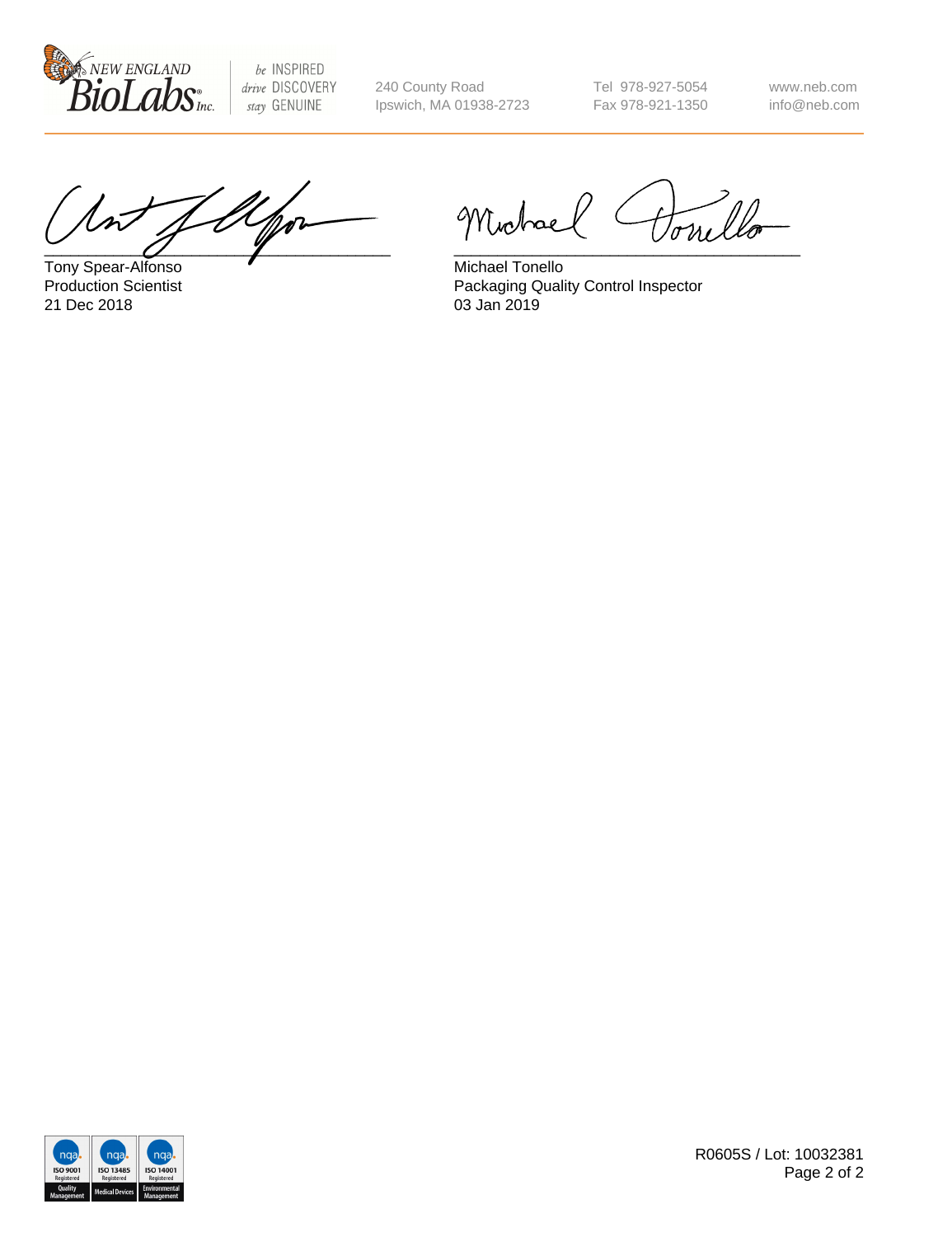Tony Spear-Alfonso
Production Scientist
21 Dec 2018

Michael Tonello
Packaging Quality Control Inspector
03 Jan 2019